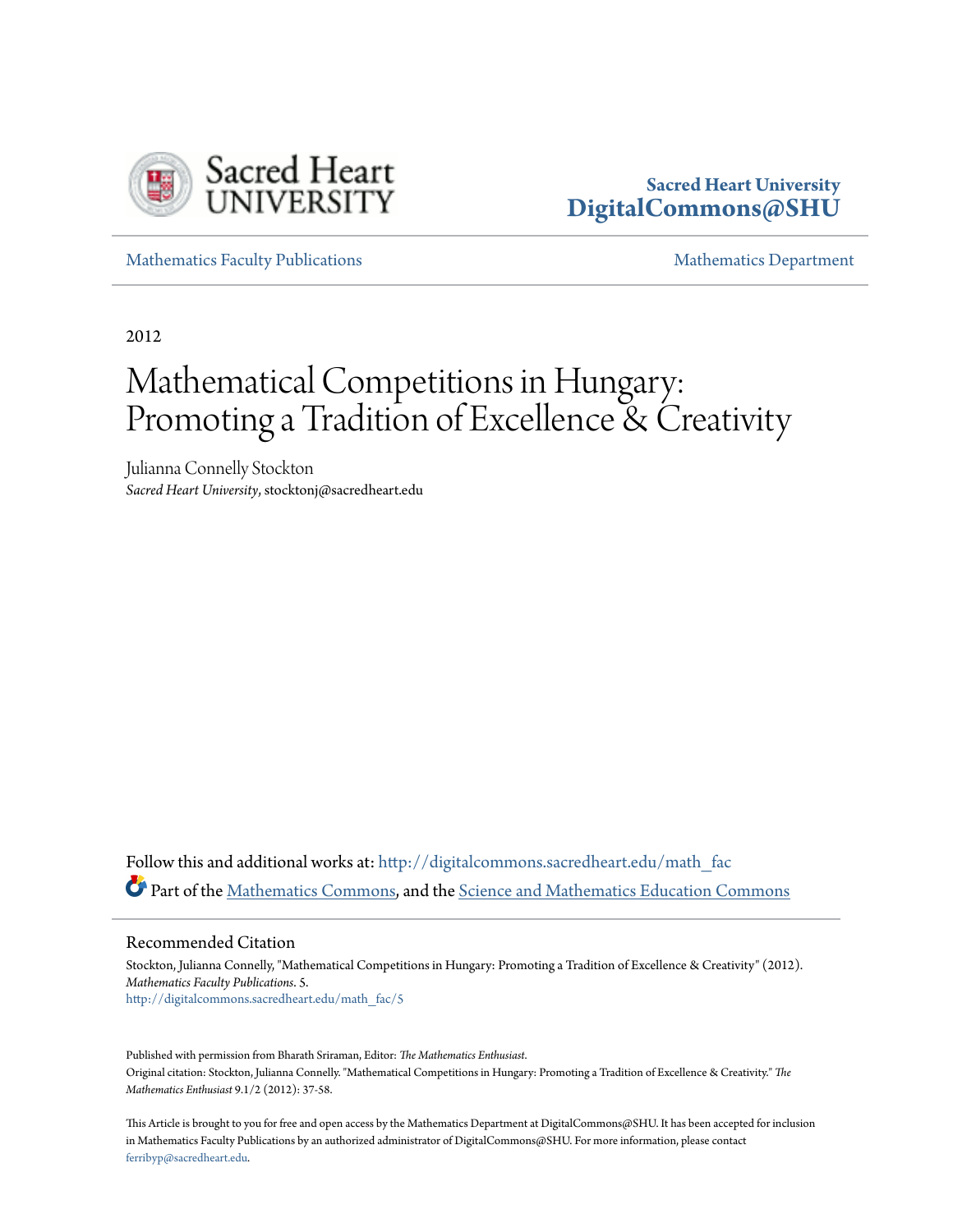Sacred Heart University
DigitalCommons@SHU

Mathematics Faculty Publications | Mathematics Department

2012

# Mathematical Competitions in Hungary: Promoting a Tradition of Excellence & Creativity

Julianna Connelly Stockton
*Sacred Heart University*, stocktonj@sacredheart.edu

Follow this and additional works at: http://digitalcommons.sacredheart.edu/math_fac
Part of the Mathematics Commons, and the Science and Mathematics Education Commons

## Recommended Citation

Stockton, Julianna Connelly, "Mathematical Competitions in Hungary: Promoting a Tradition of Excellence & Creativity" (2012). *Mathematics Faculty Publications*. 5.
http://digitalcommons.sacredheart.edu/math_fac/5

Published with permission from Bharath Sriraman, Editor: *The Mathematics Enthusiast*.
Original citation: Stockton, Julianna Connelly. "Mathematical Competitions in Hungary: Promoting a Tradition of Excellence & Creativity." *The Mathematics Enthusiast* 9.1/2 (2012): 37-58.

This Article is brought to you for free and open access by the Mathematics Department at DigitalCommons@SHU. It has been accepted for inclusion in Mathematics Faculty Publications by an authorized administrator of DigitalCommons@SHU. For more information, please contact ferribyp@sacredheart.edu.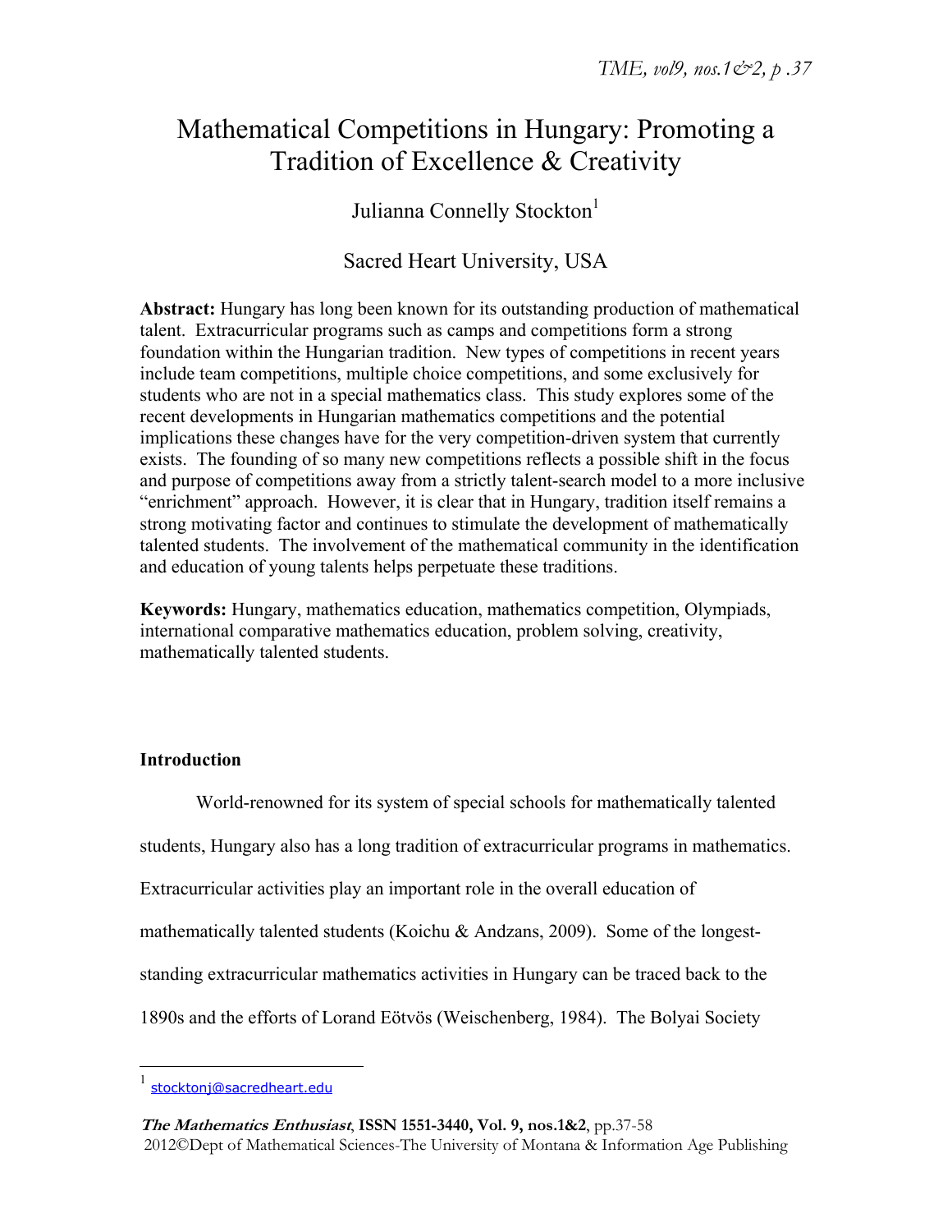# Mathematical Competitions in Hungary: Promoting a Tradition of Excellence & Creativity

Julianna Connelly Stockton[1]

Sacred Heart University, USA

**Abstract:** Hungary has long been known for its outstanding production of mathematical talent. Extracurricular programs such as camps and competitions form a strong foundation within the Hungarian tradition. New types of competitions in recent years include team competitions, multiple choice competitions, and some exclusively for students who are not in a special mathematics class. This study explores some of the recent developments in Hungarian mathematics competitions and the potential implications these changes have for the very competition-driven system that currently exists. The founding of so many new competitions reflects a possible shift in the focus and purpose of competitions away from a strictly talent-search model to a more inclusive "enrichment" approach. However, it is clear that in Hungary, tradition itself remains a strong motivating factor and continues to stimulate the development of mathematically talented students. The involvement of the mathematical community in the identification and education of young talents helps perpetuate these traditions.

**Keywords:** Hungary, mathematics education, mathematics competition, Olympiads, international comparative mathematics education, problem solving, creativity, mathematically talented students.

## Introduction

World-renowned for its system of special schools for mathematically talented students, Hungary also has a long tradition of extracurricular programs in mathematics. Extracurricular activities play an important role in the overall education of mathematically talented students (Koichu & Andzans, 2009). Some of the longest-standing extracurricular mathematics activities in Hungary can be traced back to the 1890s and the efforts of Lorand Eötvös (Weischenberg, 1984). The Bolyai Society

[1] stocktonj@sacredheart.edu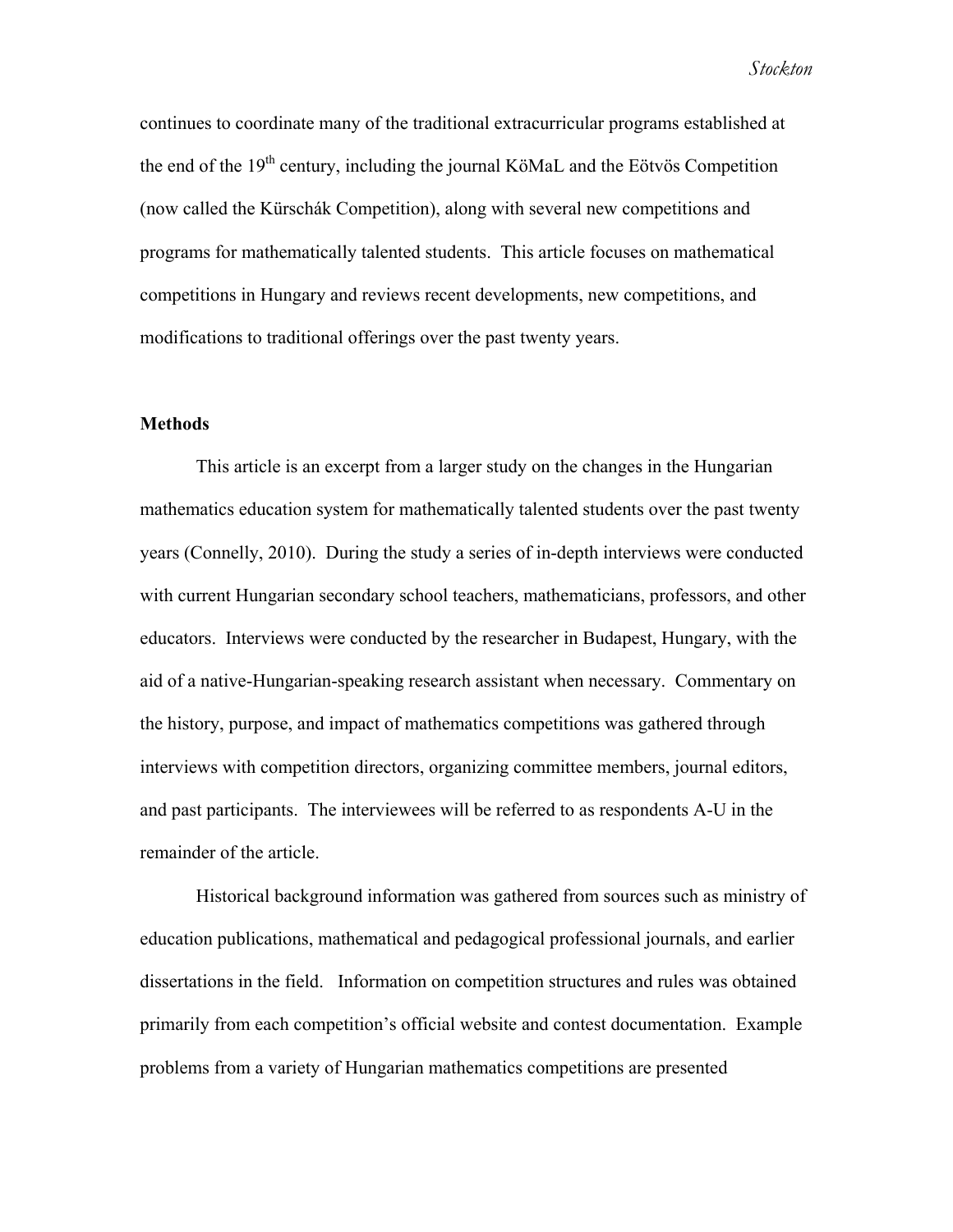continues to coordinate many of the traditional extracurricular programs established at the end of the 19th century, including the journal KöMaL and the Eötvös Competition (now called the Kürschák Competition), along with several new competitions and programs for mathematically talented students. This article focuses on mathematical competitions in Hungary and reviews recent developments, new competitions, and modifications to traditional offerings over the past twenty years.

**Methods**

This article is an excerpt from a larger study on the changes in the Hungarian mathematics education system for mathematically talented students over the past twenty years (Connelly, 2010). During the study a series of in-depth interviews were conducted with current Hungarian secondary school teachers, mathematicians, professors, and other educators. Interviews were conducted by the researcher in Budapest, Hungary, with the aid of a native-Hungarian-speaking research assistant when necessary. Commentary on the history, purpose, and impact of mathematics competitions was gathered through interviews with competition directors, organizing committee members, journal editors, and past participants. The interviewees will be referred to as respondents A-U in the remainder of the article.

Historical background information was gathered from sources such as ministry of education publications, mathematical and pedagogical professional journals, and earlier dissertations in the field. Information on competition structures and rules was obtained primarily from each competition's official website and contest documentation. Example problems from a variety of Hungarian mathematics competitions are presented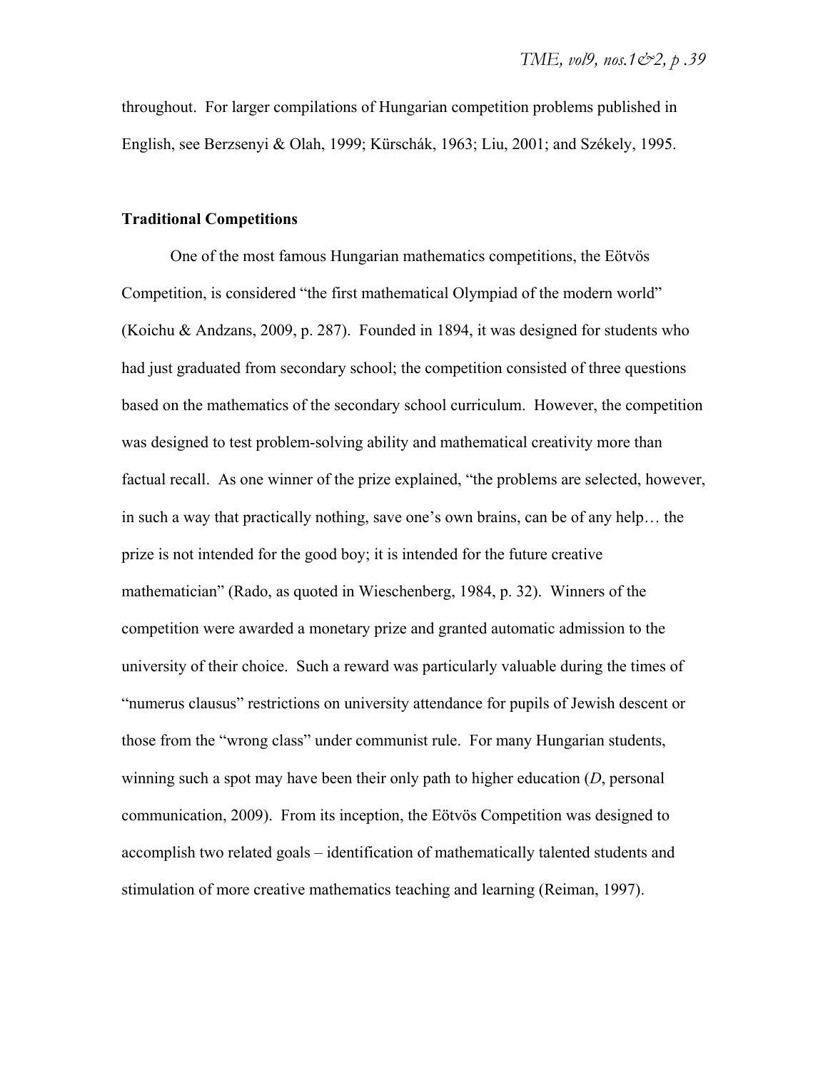throughout. For larger compilations of Hungarian competition problems published in English, see Berzsenyi & Olah, 1999; Kürschák, 1963; Liu, 2001; and Székely, 1995.

**Traditional Competitions**

One of the most famous Hungarian mathematics competitions, the Eötvös Competition, is considered "the first mathematical Olympiad of the modern world" (Koichu & Andzans, 2009, p. 287). Founded in 1894, it was designed for students who had just graduated from secondary school; the competition consisted of three questions based on the mathematics of the secondary school curriculum. However, the competition was designed to test problem-solving ability and mathematical creativity more than factual recall. As one winner of the prize explained, "the problems are selected, however, in such a way that practically nothing, save one's own brains, can be of any help… the prize is not intended for the good boy; it is intended for the future creative mathematician" (Rado, as quoted in Wieschenberg, 1984, p. 32). Winners of the competition were awarded a monetary prize and granted automatic admission to the university of their choice. Such a reward was particularly valuable during the times of "numerus clausus" restrictions on university attendance for pupils of Jewish descent or those from the "wrong class" under communist rule. For many Hungarian students, winning such a spot may have been their only path to higher education (*D*, personal communication, 2009). From its inception, the Eötvös Competition was designed to accomplish two related goals – identification of mathematically talented students and stimulation of more creative mathematics teaching and learning (Reiman, 1997).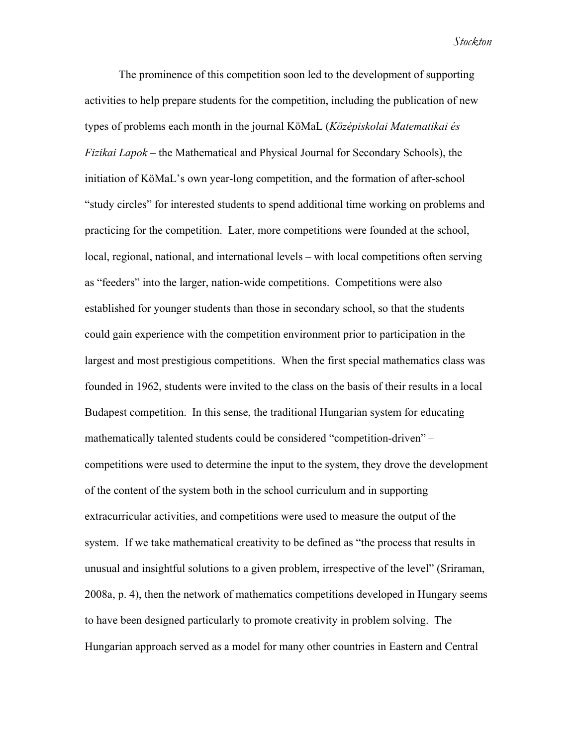The prominence of this competition soon led to the development of supporting activities to help prepare students for the competition, including the publication of new types of problems each month in the journal KöMaL (*Középiskolai Matematikai és Fizikai Lapok* – the Mathematical and Physical Journal for Secondary Schools), the initiation of KöMaL's own year-long competition, and the formation of after-school "study circles" for interested students to spend additional time working on problems and practicing for the competition. Later, more competitions were founded at the school, local, regional, national, and international levels – with local competitions often serving as "feeders" into the larger, nation-wide competitions. Competitions were also established for younger students than those in secondary school, so that the students could gain experience with the competition environment prior to participation in the largest and most prestigious competitions. When the first special mathematics class was founded in 1962, students were invited to the class on the basis of their results in a local Budapest competition. In this sense, the traditional Hungarian system for educating mathematically talented students could be considered "competition-driven" – competitions were used to determine the input to the system, they drove the development of the content of the system both in the school curriculum and in supporting extracurricular activities, and competitions were used to measure the output of the system. If we take mathematical creativity to be defined as "the process that results in unusual and insightful solutions to a given problem, irrespective of the level" (Sriraman, 2008a, p. 4), then the network of mathematics competitions developed in Hungary seems to have been designed particularly to promote creativity in problem solving. The Hungarian approach served as a model for many other countries in Eastern and Central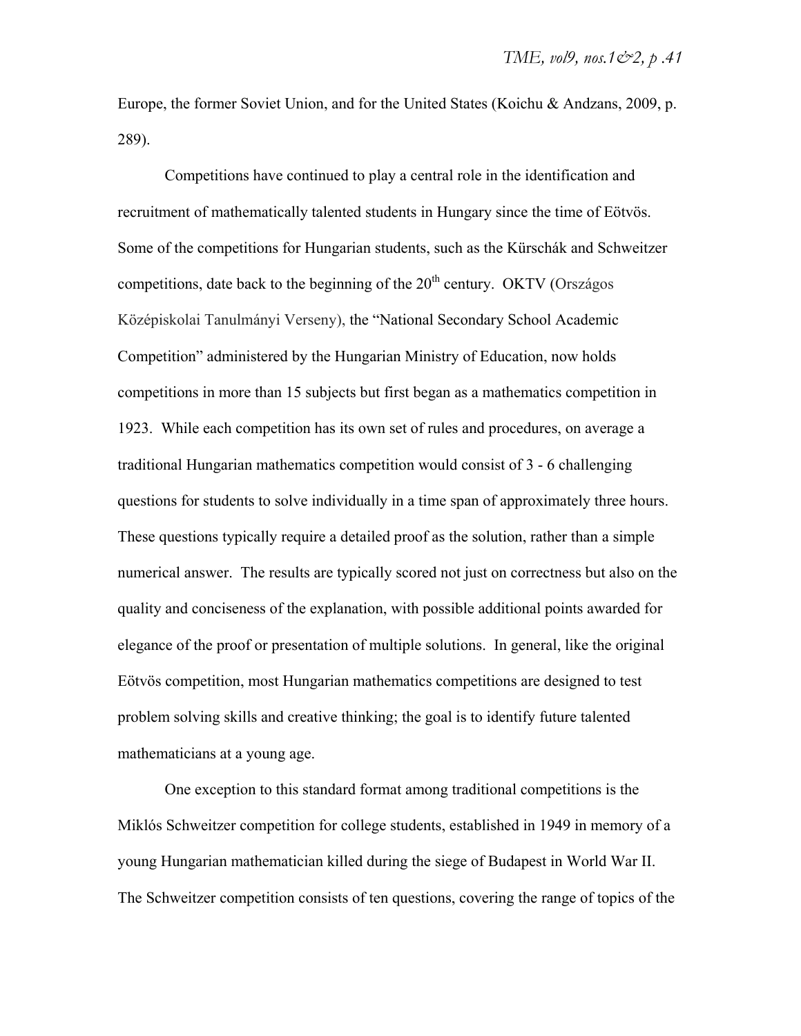Europe, the former Soviet Union, and for the United States (Koichu & Andzans, 2009, p. 289).

Competitions have continued to play a central role in the identification and recruitment of mathematically talented students in Hungary since the time of Eötvös. Some of the competitions for Hungarian students, such as the Kürschák and Schweitzer competitions, date back to the beginning of the 20th century. OKTV (Országos Középiskolai Tanulmányi Verseny), the "National Secondary School Academic Competition" administered by the Hungarian Ministry of Education, now holds competitions in more than 15 subjects but first began as a mathematics competition in 1923. While each competition has its own set of rules and procedures, on average a traditional Hungarian mathematics competition would consist of 3 - 6 challenging questions for students to solve individually in a time span of approximately three hours. These questions typically require a detailed proof as the solution, rather than a simple numerical answer. The results are typically scored not just on correctness but also on the quality and conciseness of the explanation, with possible additional points awarded for elegance of the proof or presentation of multiple solutions. In general, like the original Eötvös competition, most Hungarian mathematics competitions are designed to test problem solving skills and creative thinking; the goal is to identify future talented mathematicians at a young age.

One exception to this standard format among traditional competitions is the Miklós Schweitzer competition for college students, established in 1949 in memory of a young Hungarian mathematician killed during the siege of Budapest in World War II. The Schweitzer competition consists of ten questions, covering the range of topics of the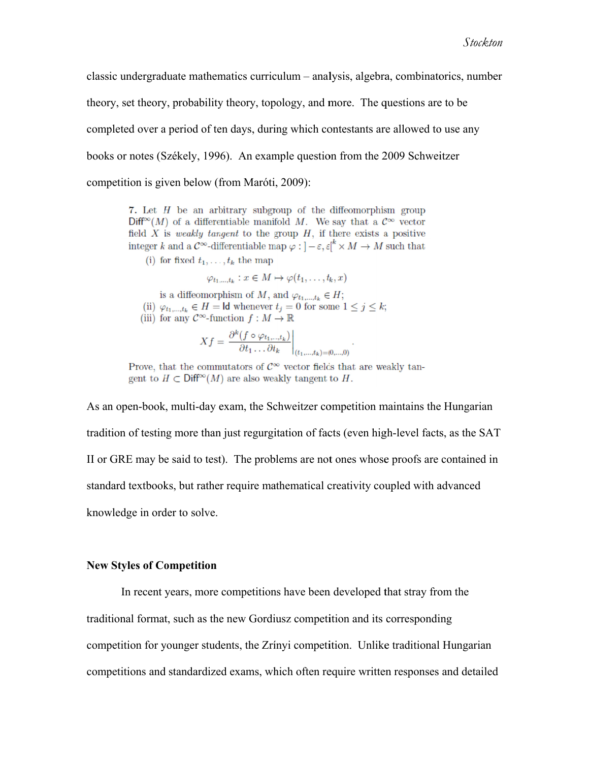classic undergraduate mathematics curriculum – analysis, algebra, combinatorics, number theory, set theory, probability theory, topology, and more. The questions are to be completed over a period of ten days, during which contestants are allowed to use any books or notes (Székely, 1996). An example question from the 2009 Schweitzer competition is given below (from Maróti, 2009):

> **7.** Let $H$ be an arbitrary subgroup of the diffeomorphism group $\mathsf{Diff}^\infty(M)$ of a differentiable manifold $M$. We say that a $\mathcal{C}^\infty$ vector field $X$ is *weakly tangent* to the group $H$, if there exists a positive integer $k$ and a $\mathcal{C}^\infty$-differentiable map $\varphi : ]-\varepsilon, \varepsilon[^k \times M \to M$ such that
>
> (i) for fixed $t_1, \ldots, t_k$ the map
>
> $$\varphi_{t_1,\ldots,t_k} : x \in M \mapsto \varphi(t_1, \ldots, t_k, x)$$
>
> is a diffeomorphism of $M$, and $\varphi_{t_1,\ldots,t_k} \in H$;
>
> (ii) $\varphi_{t_1,\ldots,t_k} \in H = \mathsf{Id}$ whenever $t_j = 0$ for some $1 \leq j \leq k$;
>
> (iii) for any $\mathcal{C}^\infty$-function $f : M \to \mathbb{R}$
>
> $$Xf = \left. \frac{\partial^k (f \circ \varphi_{t_1,\ldots,t_k})}{\partial t_1 \ldots \partial t_k} \right|_{(t_1,\ldots,t_k)=(0,\ldots,0)}.$$
>
> Prove, that the commutators of $\mathcal{C}^\infty$ vector fields that are weakly tangent to $H \subset \mathsf{Diff}^\infty(M)$ are also weakly tangent to $H$.

As an open-book, multi-day exam, the Schweitzer competition maintains the Hungarian tradition of testing more than just regurgitation of facts (even high-level facts, as the SAT II or GRE may be said to test). The problems are not ones whose proofs are contained in standard textbooks, but rather require mathematical creativity coupled with advanced knowledge in order to solve.

### New Styles of Competition

In recent years, more competitions have been developed that stray from the traditional format, such as the new Gordiusz competition and its corresponding competition for younger students, the Zrínyi competition. Unlike traditional Hungarian competitions and standardized exams, which often require written responses and detailed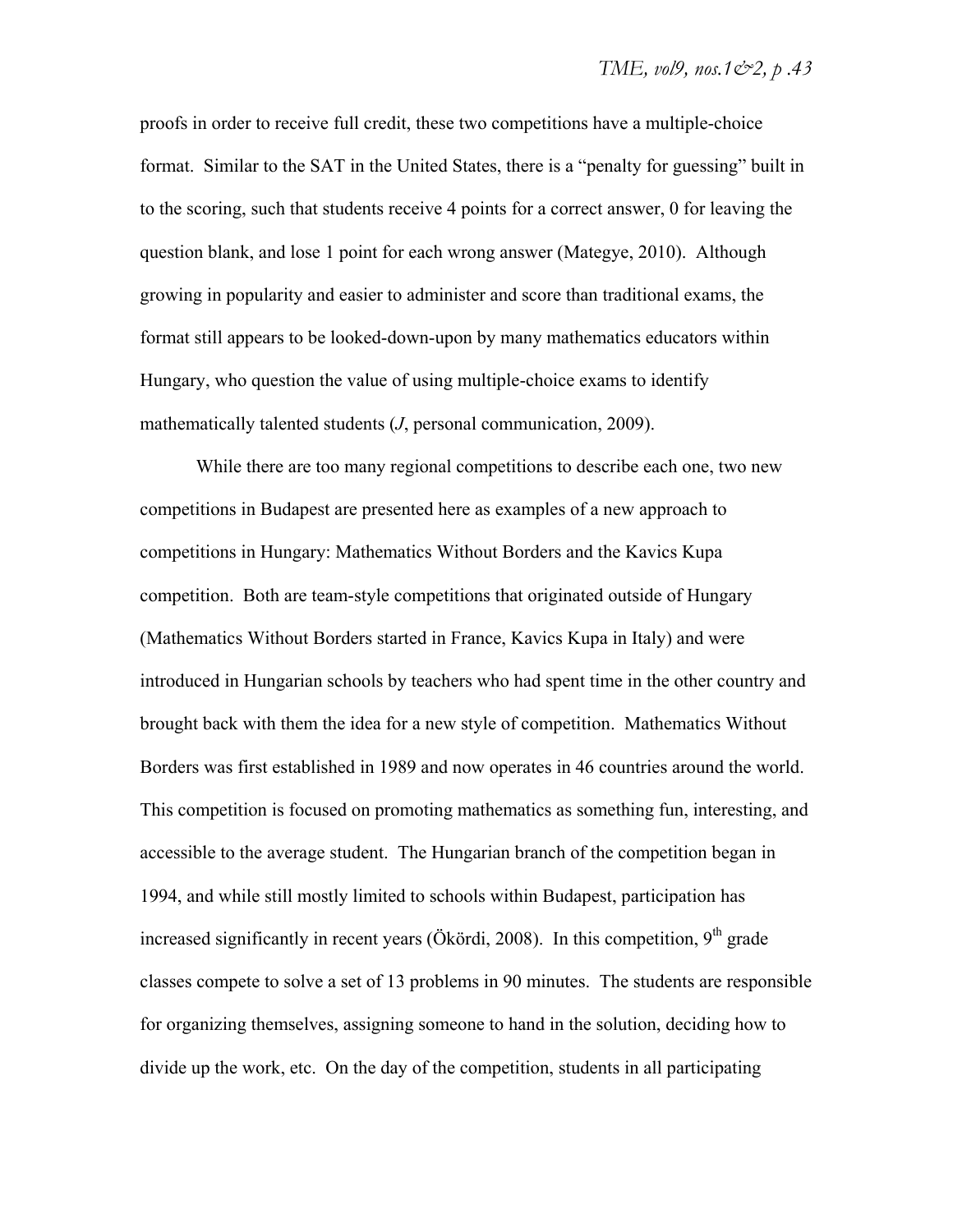proofs in order to receive full credit, these two competitions have a multiple-choice format. Similar to the SAT in the United States, there is a "penalty for guessing" built in to the scoring, such that students receive 4 points for a correct answer, 0 for leaving the question blank, and lose 1 point for each wrong answer (Mategye, 2010). Although growing in popularity and easier to administer and score than traditional exams, the format still appears to be looked-down-upon by many mathematics educators within Hungary, who question the value of using multiple-choice exams to identify mathematically talented students (*J*, personal communication, 2009).

While there are too many regional competitions to describe each one, two new competitions in Budapest are presented here as examples of a new approach to competitions in Hungary: Mathematics Without Borders and the Kavics Kupa competition. Both are team-style competitions that originated outside of Hungary (Mathematics Without Borders started in France, Kavics Kupa in Italy) and were introduced in Hungarian schools by teachers who had spent time in the other country and brought back with them the idea for a new style of competition. Mathematics Without Borders was first established in 1989 and now operates in 46 countries around the world. This competition is focused on promoting mathematics as something fun, interesting, and accessible to the average student. The Hungarian branch of the competition began in 1994, and while still mostly limited to schools within Budapest, participation has increased significantly in recent years (Ökördi, 2008). In this competition, 9th grade classes compete to solve a set of 13 problems in 90 minutes. The students are responsible for organizing themselves, assigning someone to hand in the solution, deciding how to divide up the work, etc. On the day of the competition, students in all participating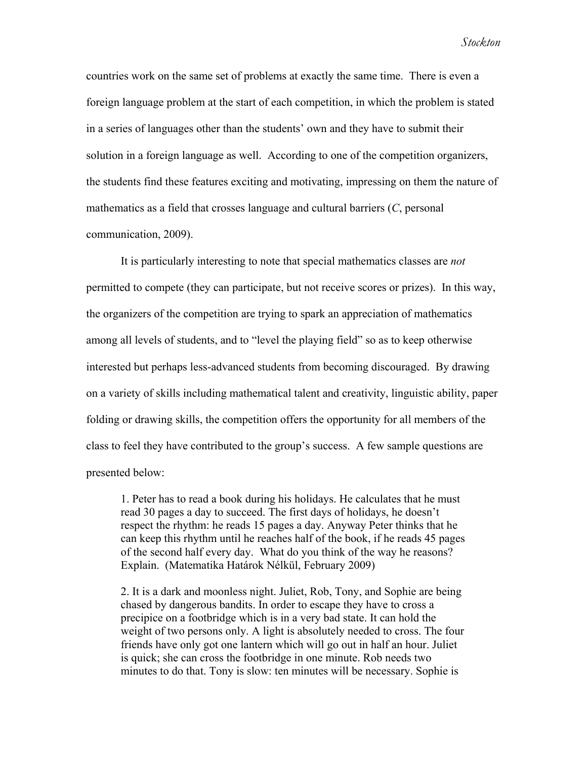countries work on the same set of problems at exactly the same time. There is even a foreign language problem at the start of each competition, in which the problem is stated in a series of languages other than the students' own and they have to submit their solution in a foreign language as well. According to one of the competition organizers, the students find these features exciting and motivating, impressing on them the nature of mathematics as a field that crosses language and cultural barriers (*C*, personal communication, 2009).

It is particularly interesting to note that special mathematics classes are *not* permitted to compete (they can participate, but not receive scores or prizes). In this way, the organizers of the competition are trying to spark an appreciation of mathematics among all levels of students, and to "level the playing field" so as to keep otherwise interested but perhaps less-advanced students from becoming discouraged. By drawing on a variety of skills including mathematical talent and creativity, linguistic ability, paper folding or drawing skills, the competition offers the opportunity for all members of the class to feel they have contributed to the group's success. A few sample questions are presented below:

> 1. Peter has to read a book during his holidays. He calculates that he must read 30 pages a day to succeed. The first days of holidays, he doesn't respect the rhythm: he reads 15 pages a day. Anyway Peter thinks that he can keep this rhythm until he reaches half of the book, if he reads 45 pages of the second half every day. What do you think of the way he reasons? Explain. (Matematika Határok Nélkül, February 2009)
>
> 2. It is a dark and moonless night. Juliet, Rob, Tony, and Sophie are being chased by dangerous bandits. In order to escape they have to cross a precipice on a footbridge which is in a very bad state. It can hold the weight of two persons only. A light is absolutely needed to cross. The four friends have only got one lantern which will go out in half an hour. Juliet is quick; she can cross the footbridge in one minute. Rob needs two minutes to do that. Tony is slow: ten minutes will be necessary. Sophie is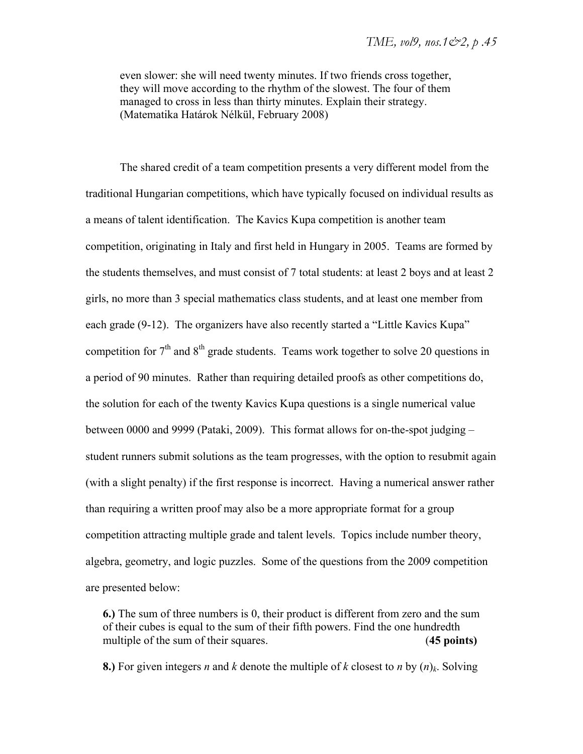> even slower: she will need twenty minutes. If two friends cross together, they will move according to the rhythm of the slowest. The four of them managed to cross in less than thirty minutes. Explain their strategy. (Matematika Határok Nélkül, February 2008)

The shared credit of a team competition presents a very different model from the traditional Hungarian competitions, which have typically focused on individual results as a means of talent identification. The Kavics Kupa competition is another team competition, originating in Italy and first held in Hungary in 2005. Teams are formed by the students themselves, and must consist of 7 total students: at least 2 boys and at least 2 girls, no more than 3 special mathematics class students, and at least one member from each grade (9-12). The organizers have also recently started a "Little Kavics Kupa" competition for 7th and 8th grade students. Teams work together to solve 20 questions in a period of 90 minutes. Rather than requiring detailed proofs as other competitions do, the solution for each of the twenty Kavics Kupa questions is a single numerical value between 0000 and 9999 (Pataki, 2009). This format allows for on-the-spot judging – student runners submit solutions as the team progresses, with the option to resubmit again (with a slight penalty) if the first response is incorrect. Having a numerical answer rather than requiring a written proof may also be a more appropriate format for a group competition attracting multiple grade and talent levels. Topics include number theory, algebra, geometry, and logic puzzles. Some of the questions from the 2009 competition are presented below:

> **6.)** The sum of three numbers is 0, their product is different from zero and the sum of their cubes is equal to the sum of their fifth powers. Find the one hundredth multiple of the sum of their squares. (**45 points)**

> **8.)** For given integers $n$ and $k$ denote the multiple of $k$ closest to $n$ by $(n)_k$. Solving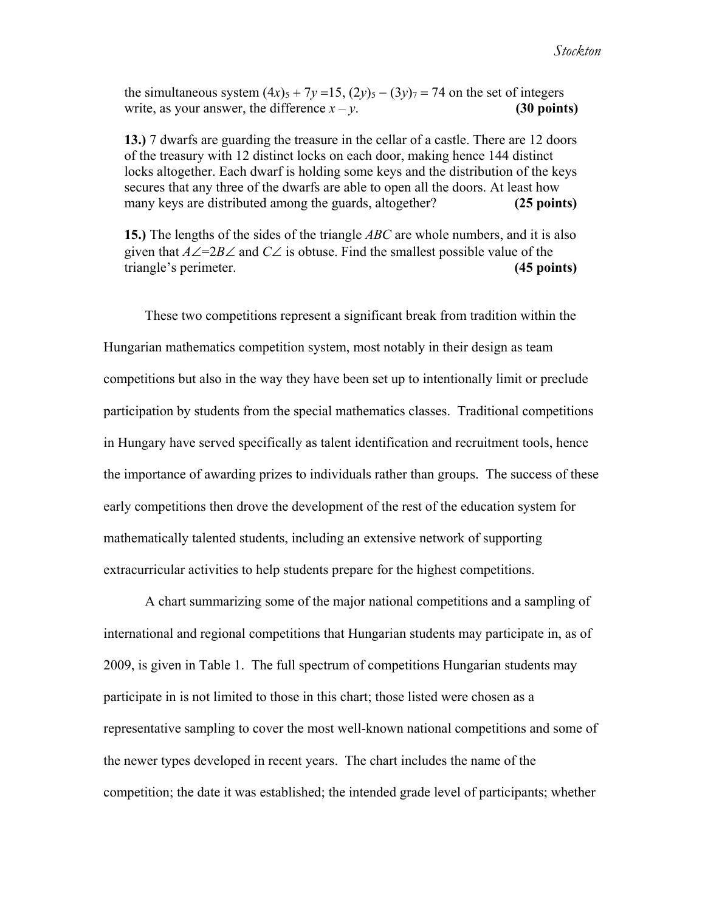the simultaneous system $(4x)_5 + 7y = 15$, $(2y)_5 - (3y)_7 = 74$ on the set of integers write, as your answer, the difference $x - y$. **(30 points)**

**13.)** 7 dwarfs are guarding the treasure in the cellar of a castle. There are 12 doors of the treasury with 12 distinct locks on each door, making hence 144 distinct locks altogether. Each dwarf is holding some keys and the distribution of the keys secures that any three of the dwarfs are able to open all the doors. At least how many keys are distributed among the guards, altogether? **(25 points)**

**15.)** The lengths of the sides of the triangle *ABC* are whole numbers, and it is also given that $A\angle = 2B\angle$ and $C\angle$ is obtuse. Find the smallest possible value of the triangle's perimeter. **(45 points)**

These two competitions represent a significant break from tradition within the Hungarian mathematics competition system, most notably in their design as team competitions but also in the way they have been set up to intentionally limit or preclude participation by students from the special mathematics classes. Traditional competitions in Hungary have served specifically as talent identification and recruitment tools, hence the importance of awarding prizes to individuals rather than groups. The success of these early competitions then drove the development of the rest of the education system for mathematically talented students, including an extensive network of supporting extracurricular activities to help students prepare for the highest competitions.

A chart summarizing some of the major national competitions and a sampling of international and regional competitions that Hungarian students may participate in, as of 2009, is given in Table 1. The full spectrum of competitions Hungarian students may participate in is not limited to those in this chart; those listed were chosen as a representative sampling to cover the most well-known national competitions and some of the newer types developed in recent years. The chart includes the name of the competition; the date it was established; the intended grade level of participants; whether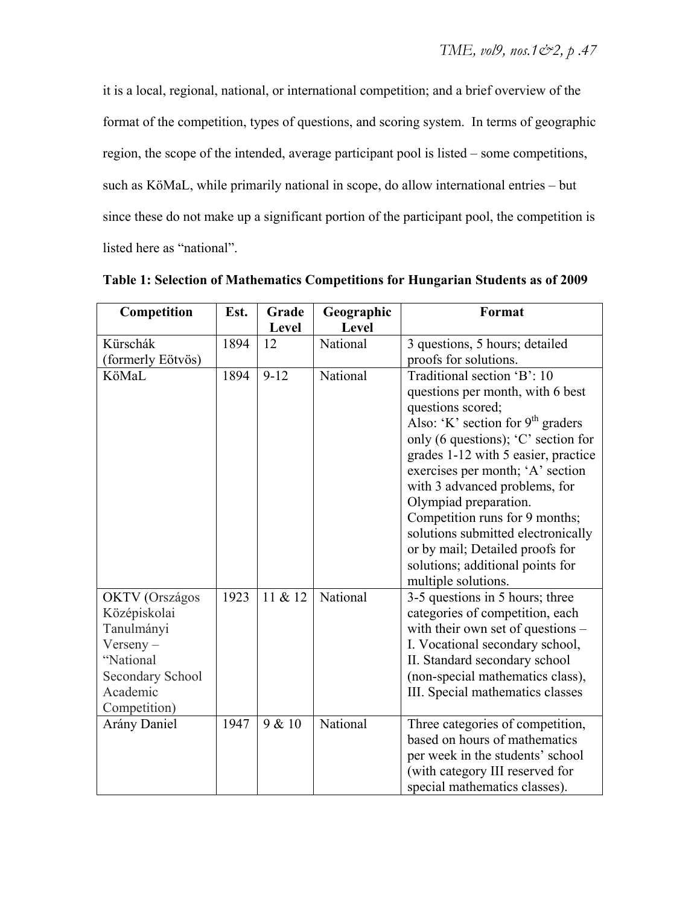it is a local, regional, national, or international competition; and a brief overview of the format of the competition, types of questions, and scoring system. In terms of geographic region, the scope of the intended, average participant pool is listed – some competitions, such as KöMaL, while primarily national in scope, do allow international entries – but since these do not make up a significant portion of the participant pool, the competition is listed here as "national".

**Table 1: Selection of Mathematics Competitions for Hungarian Students as of 2009**

| Competition | Est. | Grade Level | Geographic Level | Format |
|---|---|---|---|---|
| Kürschák (formerly Eötvös) | 1894 | 12 | National | 3 questions, 5 hours; detailed proofs for solutions. |
| KöMaL | 1894 | 9-12 | National | Traditional section 'B': 10 questions per month, with 6 best questions scored; Also: 'K' section for 9th graders only (6 questions); 'C' section for grades 1-12 with 5 easier, practice exercises per month; 'A' section with 3 advanced problems, for Olympiad preparation. Competition runs for 9 months; solutions submitted electronically or by mail; Detailed proofs for solutions; additional points for multiple solutions. |
| OKTV (Országos Középiskolai Tanulmányi Verseny – "National Secondary School Academic Competition) | 1923 | 11 & 12 | National | 3-5 questions in 5 hours; three categories of competition, each with their own set of questions – I. Vocational secondary school, II. Standard secondary school (non-special mathematics class), III. Special mathematics classes |
| Arány Daniel | 1947 | 9 & 10 | National | Three categories of competition, based on hours of mathematics per week in the students' school (with category III reserved for special mathematics classes). |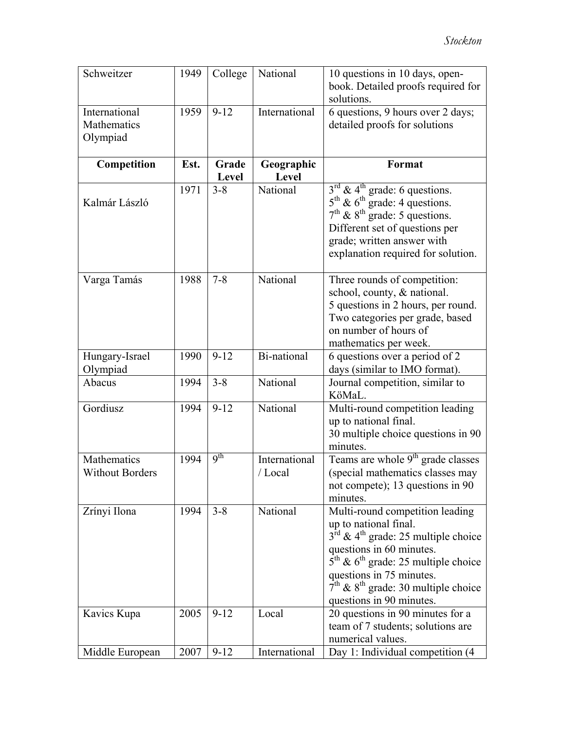| Competition | Est. | Grade Level | Geographic Level | Format |
|---|---|---|---|---|
| Schweitzer | 1949 | College | National | 10 questions in 10 days, open-book. Detailed proofs required for solutions. |
| International Mathematics Olympiad | 1959 | 9-12 | International | 6 questions, 9 hours over 2 days; detailed proofs for solutions |
| Kalmár László | 1971 | 3-8 | National | 3rd & 4th grade: 6 questions. 5th & 6th grade: 4 questions. 7th & 8th grade: 5 questions. Different set of questions per grade; written answer with explanation required for solution. |
| Varga Tamás | 1988 | 7-8 | National | Three rounds of competition: school, county, & national. 5 questions in 2 hours, per round. Two categories per grade, based on number of hours of mathematics per week. |
| Hungary-Israel Olympiad | 1990 | 9-12 | Bi-national | 6 questions over a period of 2 days (similar to IMO format). |
| Abacus | 1994 | 3-8 | National | Journal competition, similar to KöMaL. |
| Gordiusz | 1994 | 9-12 | National | Multi-round competition leading up to national final. 30 multiple choice questions in 90 minutes. |
| Mathematics Without Borders | 1994 | 9th | International / Local | Teams are whole 9th grade classes (special mathematics classes may not compete); 13 questions in 90 minutes. |
| Zrínyi Ilona | 1994 | 3-8 | National | Multi-round competition leading up to national final. 3rd & 4th grade: 25 multiple choice questions in 60 minutes. 5th & 6th grade: 25 multiple choice questions in 75 minutes. 7th & 8th grade: 30 multiple choice questions in 90 minutes. |
| Kavics Kupa | 2005 | 9-12 | Local | 20 questions in 90 minutes for a team of 7 students; solutions are numerical values. |
| Middle European | 2007 | 9-12 | International | Day 1: Individual competition (4 |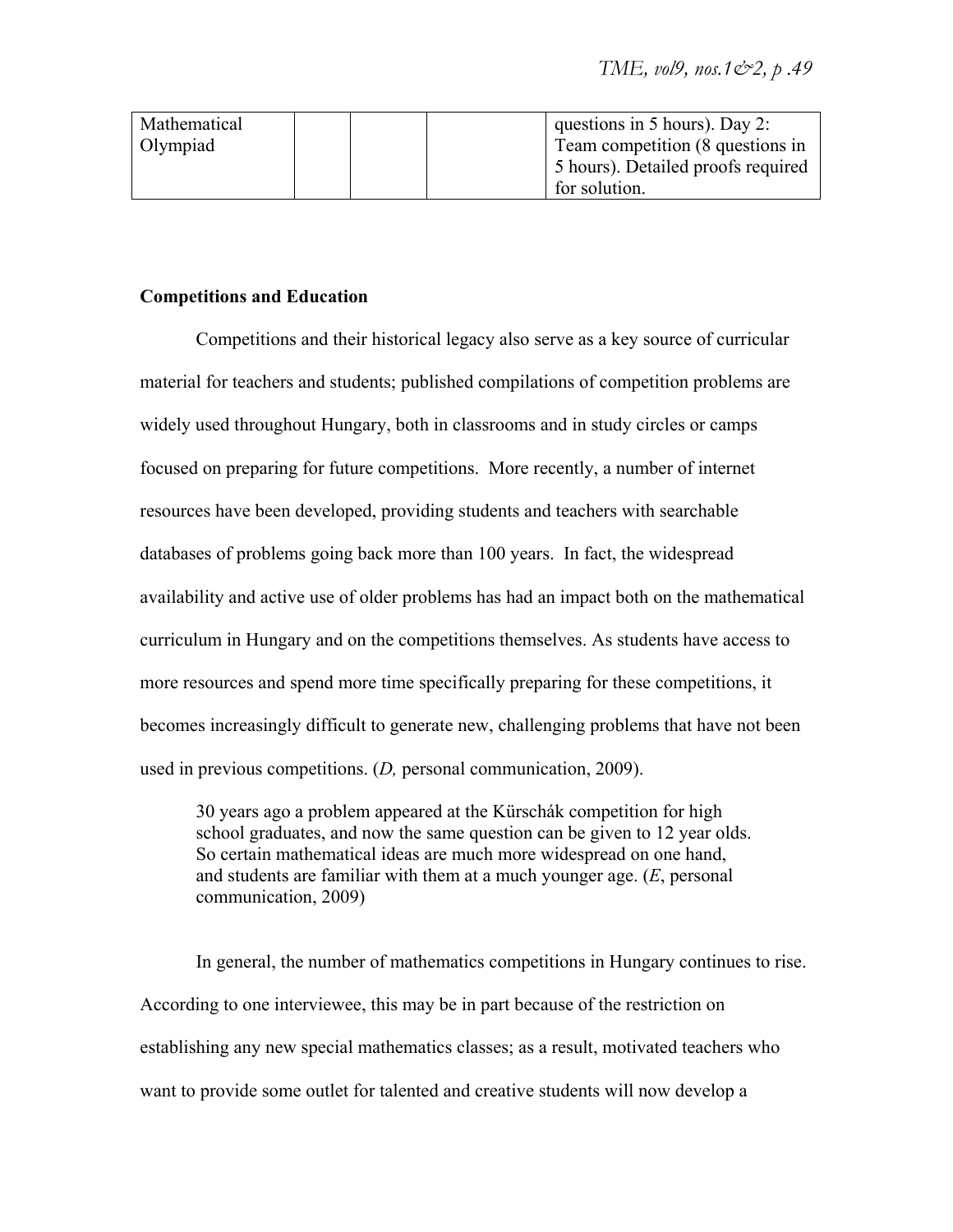| Mathematical Olympiad | | | | questions in 5 hours). Day 2: Team competition (8 questions in 5 hours). Detailed proofs required for solution. |
|---|---|---|---|---|

**Competitions and Education**

Competitions and their historical legacy also serve as a key source of curricular material for teachers and students; published compilations of competition problems are widely used throughout Hungary, both in classrooms and in study circles or camps focused on preparing for future competitions. More recently, a number of internet resources have been developed, providing students and teachers with searchable databases of problems going back more than 100 years. In fact, the widespread availability and active use of older problems has had an impact both on the mathematical curriculum in Hungary and on the competitions themselves. As students have access to more resources and spend more time specifically preparing for these competitions, it becomes increasingly difficult to generate new, challenging problems that have not been used in previous competitions. (*D,* personal communication, 2009).

> 30 years ago a problem appeared at the Kürschák competition for high school graduates, and now the same question can be given to 12 year olds. So certain mathematical ideas are much more widespread on one hand, and students are familiar with them at a much younger age. (*E*, personal communication, 2009)

In general, the number of mathematics competitions in Hungary continues to rise. According to one interviewee, this may be in part because of the restriction on establishing any new special mathematics classes; as a result, motivated teachers who want to provide some outlet for talented and creative students will now develop a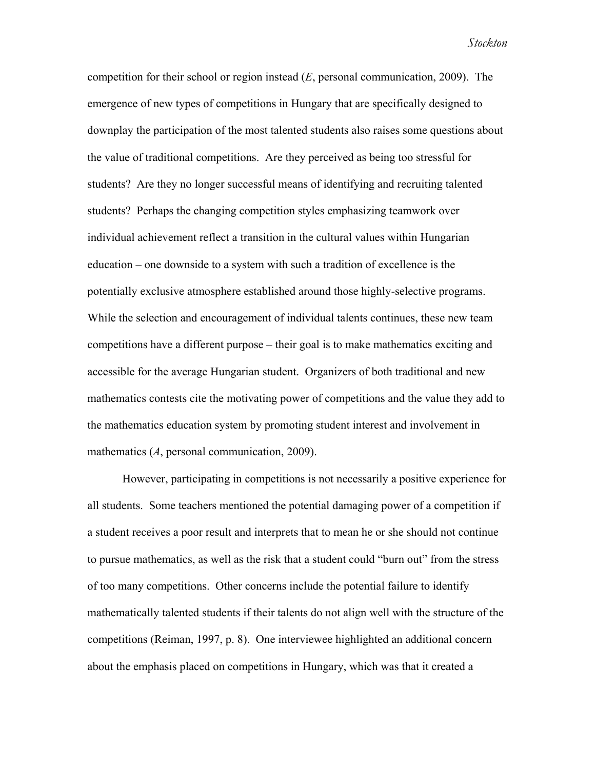competition for their school or region instead (*E*, personal communication, 2009). The emergence of new types of competitions in Hungary that are specifically designed to downplay the participation of the most talented students also raises some questions about the value of traditional competitions. Are they perceived as being too stressful for students? Are they no longer successful means of identifying and recruiting talented students? Perhaps the changing competition styles emphasizing teamwork over individual achievement reflect a transition in the cultural values within Hungarian education – one downside to a system with such a tradition of excellence is the potentially exclusive atmosphere established around those highly-selective programs. While the selection and encouragement of individual talents continues, these new team competitions have a different purpose – their goal is to make mathematics exciting and accessible for the average Hungarian student. Organizers of both traditional and new mathematics contests cite the motivating power of competitions and the value they add to the mathematics education system by promoting student interest and involvement in mathematics (*A*, personal communication, 2009).

However, participating in competitions is not necessarily a positive experience for all students. Some teachers mentioned the potential damaging power of a competition if a student receives a poor result and interprets that to mean he or she should not continue to pursue mathematics, as well as the risk that a student could "burn out" from the stress of too many competitions. Other concerns include the potential failure to identify mathematically talented students if their talents do not align well with the structure of the competitions (Reiman, 1997, p. 8). One interviewee highlighted an additional concern about the emphasis placed on competitions in Hungary, which was that it created a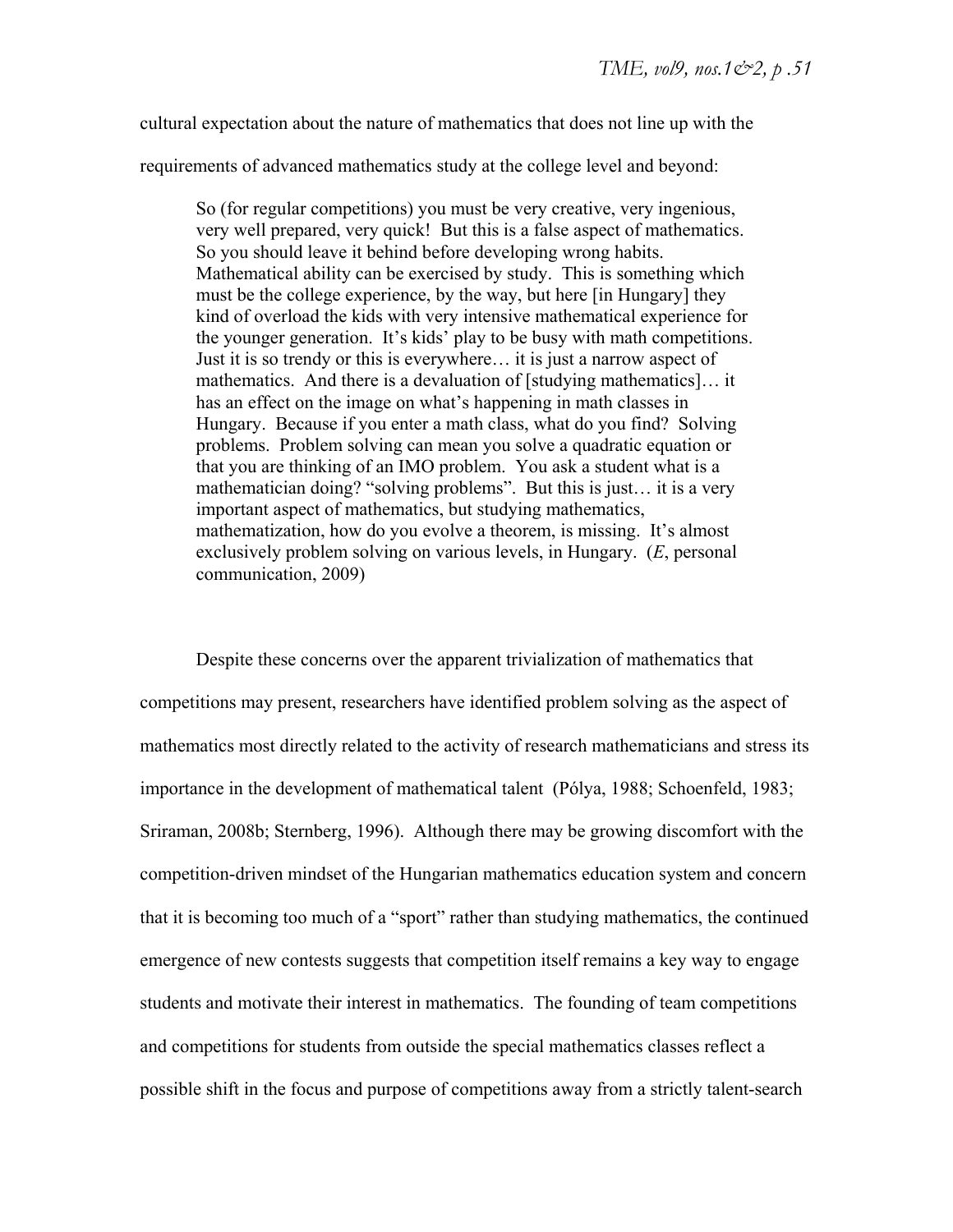cultural expectation about the nature of mathematics that does not line up with the requirements of advanced mathematics study at the college level and beyond:

> So (for regular competitions) you must be very creative, very ingenious, very well prepared, very quick! But this is a false aspect of mathematics. So you should leave it behind before developing wrong habits. Mathematical ability can be exercised by study. This is something which must be the college experience, by the way, but here [in Hungary] they kind of overload the kids with very intensive mathematical experience for the younger generation. It's kids' play to be busy with math competitions. Just it is so trendy or this is everywhere… it is just a narrow aspect of mathematics. And there is a devaluation of [studying mathematics]… it has an effect on the image on what's happening in math classes in Hungary. Because if you enter a math class, what do you find? Solving problems. Problem solving can mean you solve a quadratic equation or that you are thinking of an IMO problem. You ask a student what is a mathematician doing? "solving problems". But this is just… it is a very important aspect of mathematics, but studying mathematics, mathematization, how do you evolve a theorem, is missing. It's almost exclusively problem solving on various levels, in Hungary. (*E*, personal communication, 2009)

Despite these concerns over the apparent trivialization of mathematics that competitions may present, researchers have identified problem solving as the aspect of mathematics most directly related to the activity of research mathematicians and stress its importance in the development of mathematical talent (Pólya, 1988; Schoenfeld, 1983; Sriraman, 2008b; Sternberg, 1996). Although there may be growing discomfort with the competition-driven mindset of the Hungarian mathematics education system and concern that it is becoming too much of a "sport" rather than studying mathematics, the continued emergence of new contests suggests that competition itself remains a key way to engage students and motivate their interest in mathematics. The founding of team competitions and competitions for students from outside the special mathematics classes reflect a possible shift in the focus and purpose of competitions away from a strictly talent-search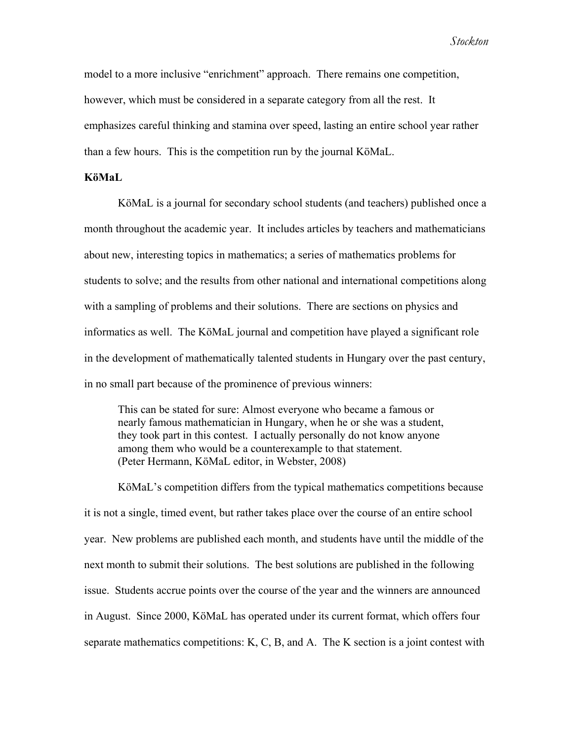model to a more inclusive "enrichment" approach. There remains one competition, however, which must be considered in a separate category from all the rest. It emphasizes careful thinking and stamina over speed, lasting an entire school year rather than a few hours. This is the competition run by the journal KöMaL.

**KöMaL**

KöMaL is a journal for secondary school students (and teachers) published once a month throughout the academic year. It includes articles by teachers and mathematicians about new, interesting topics in mathematics; a series of mathematics problems for students to solve; and the results from other national and international competitions along with a sampling of problems and their solutions. There are sections on physics and informatics as well. The KöMaL journal and competition have played a significant role in the development of mathematically talented students in Hungary over the past century, in no small part because of the prominence of previous winners:

> This can be stated for sure: Almost everyone who became a famous or nearly famous mathematician in Hungary, when he or she was a student, they took part in this contest. I actually personally do not know anyone among them who would be a counterexample to that statement. (Peter Hermann, KöMaL editor, in Webster, 2008)

KöMaL's competition differs from the typical mathematics competitions because it is not a single, timed event, but rather takes place over the course of an entire school year. New problems are published each month, and students have until the middle of the next month to submit their solutions. The best solutions are published in the following issue. Students accrue points over the course of the year and the winners are announced in August. Since 2000, KöMaL has operated under its current format, which offers four separate mathematics competitions: K, C, B, and A. The K section is a joint contest with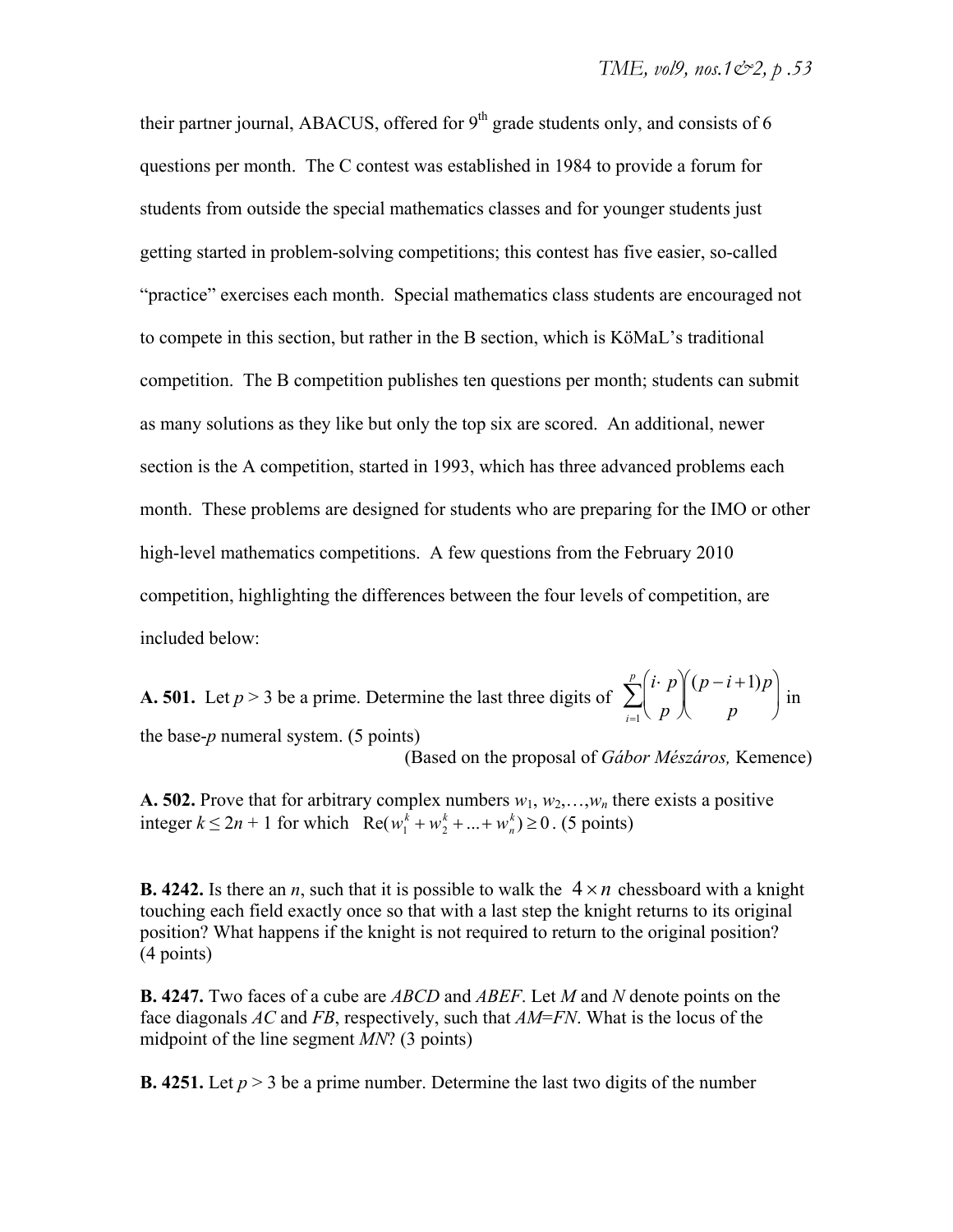their partner journal, ABACUS, offered for 9th grade students only, and consists of 6 questions per month. The C contest was established in 1984 to provide a forum for students from outside the special mathematics classes and for younger students just getting started in problem-solving competitions; this contest has five easier, so-called "practice" exercises each month. Special mathematics class students are encouraged not to compete in this section, but rather in the B section, which is KöMaL's traditional competition. The B competition publishes ten questions per month; students can submit as many solutions as they like but only the top six are scored. An additional, newer section is the A competition, started in 1993, which has three advanced problems each month. These problems are designed for students who are preparing for the IMO or other high-level mathematics competitions. A few questions from the February 2010 competition, highlighting the differences between the four levels of competition, are included below:

**A. 501.** Let $p > 3$ be a prime. Determine the last three digits of $\sum_{i=1}^{p} \binom{i \cdot p}{p} \binom{(p-i+1)p}{p}$ in the base-$p$ numeral system. (5 points)

(Based on the proposal of *Gábor Mészáros,* Kemence)

**A. 502.** Prove that for arbitrary complex numbers $w_1, w_2, \ldots, w_n$ there exists a positive integer $k \leq 2n+1$ for which $\mathrm{Re}(w_1^k + w_2^k + \ldots + w_n^k) \geq 0$. (5 points)

**B. 4242.** Is there an $n$, such that it is possible to walk the $4 \times n$ chessboard with a knight touching each field exactly once so that with a last step the knight returns to its original position? What happens if the knight is not required to return to the original position? (4 points)

**B. 4247.** Two faces of a cube are $ABCD$ and $ABEF$. Let $M$ and $N$ denote points on the face diagonals $AC$ and $FB$, respectively, such that $AM=FN$. What is the locus of the midpoint of the line segment $MN$? (3 points)

**B. 4251.** Let $p > 3$ be a prime number. Determine the last two digits of the number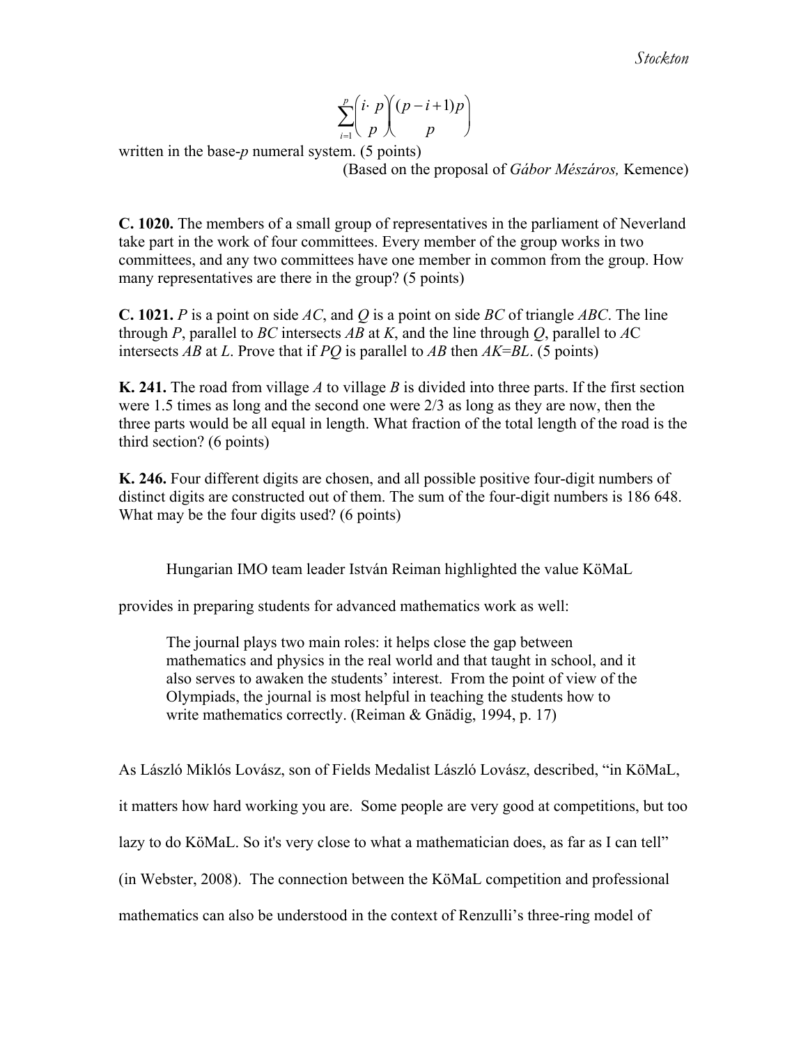$$\sum_{i=1}^{p}\binom{i\cdot p}{p}\binom{(p-i+1)p}{p}$$

written in the base-$p$ numeral system. (5 points)

(Based on the proposal of *Gábor Mészáros,* Kemence)

**C. 1020.** The members of a small group of representatives in the parliament of Neverland take part in the work of four committees. Every member of the group works in two committees, and any two committees have one member in common from the group. How many representatives are there in the group? (5 points)

**C. 1021.** *P* is a point on side *AC*, and *Q* is a point on side *BC* of triangle *ABC*. The line through *P*, parallel to *BC* intersects *AB* at *K*, and the line through *Q*, parallel to *AC* intersects *AB* at *L*. Prove that if *PQ* is parallel to *AB* then *AK*=*BL*. (5 points)

**K. 241.** The road from village *A* to village *B* is divided into three parts. If the first section were 1.5 times as long and the second one were 2/3 as long as they are now, then the three parts would be all equal in length. What fraction of the total length of the road is the third section? (6 points)

**K. 246.** Four different digits are chosen, and all possible positive four-digit numbers of distinct digits are constructed out of them. The sum of the four-digit numbers is 186 648. What may be the four digits used? (6 points)

Hungarian IMO team leader István Reiman highlighted the value KöMaL provides in preparing students for advanced mathematics work as well:

> The journal plays two main roles: it helps close the gap between mathematics and physics in the real world and that taught in school, and it also serves to awaken the students' interest. From the point of view of the Olympiads, the journal is most helpful in teaching the students how to write mathematics correctly. (Reiman & Gnädig, 1994, p. 17)

As László Miklós Lovász, son of Fields Medalist László Lovász, described, "in KöMaL, it matters how hard working you are. Some people are very good at competitions, but too lazy to do KöMaL. So it's very close to what a mathematician does, as far as I can tell" (in Webster, 2008). The connection between the KöMaL competition and professional mathematics can also be understood in the context of Renzulli's three-ring model of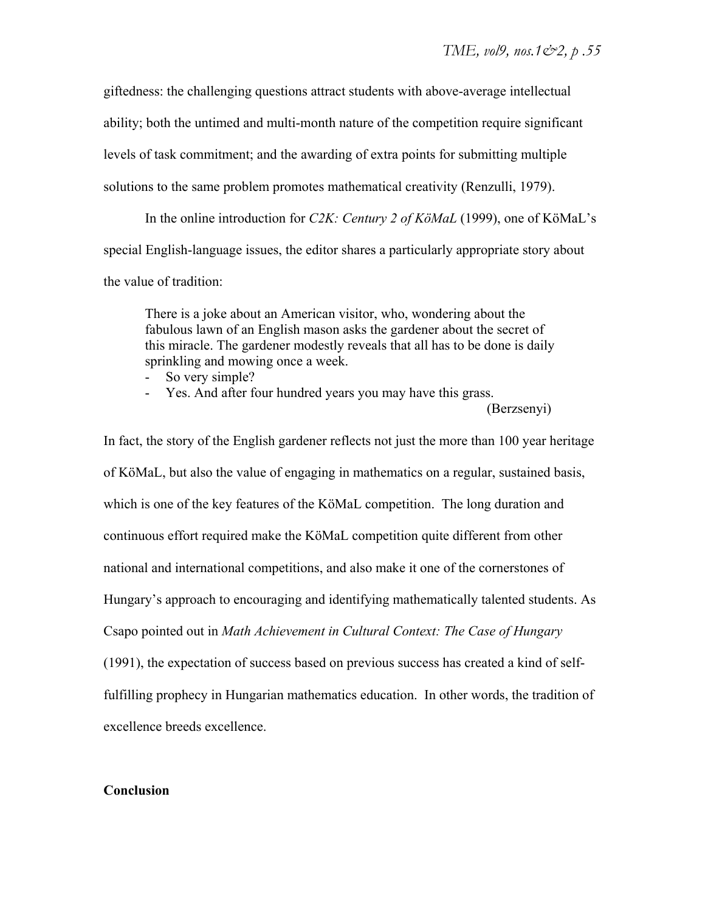giftedness: the challenging questions attract students with above-average intellectual ability; both the untimed and multi-month nature of the competition require significant levels of task commitment; and the awarding of extra points for submitting multiple solutions to the same problem promotes mathematical creativity (Renzulli, 1979).

In the online introduction for *C2K: Century 2 of KöMaL* (1999), one of KöMaL's special English-language issues, the editor shares a particularly appropriate story about the value of tradition:

> There is a joke about an American visitor, who, wondering about the fabulous lawn of an English mason asks the gardener about the secret of this miracle. The gardener modestly reveals that all has to be done is daily sprinkling and mowing once a week.
>
> - So very simple?
> - Yes. And after four hundred years you may have this grass.
>
> (Berzsenyi)

In fact, the story of the English gardener reflects not just the more than 100 year heritage of KöMaL, but also the value of engaging in mathematics on a regular, sustained basis, which is one of the key features of the KöMaL competition. The long duration and continuous effort required make the KöMaL competition quite different from other national and international competitions, and also make it one of the cornerstones of Hungary's approach to encouraging and identifying mathematically talented students. As Csapo pointed out in *Math Achievement in Cultural Context: The Case of Hungary* (1991), the expectation of success based on previous success has created a kind of self-fulfilling prophecy in Hungarian mathematics education. In other words, the tradition of excellence breeds excellence.

**Conclusion**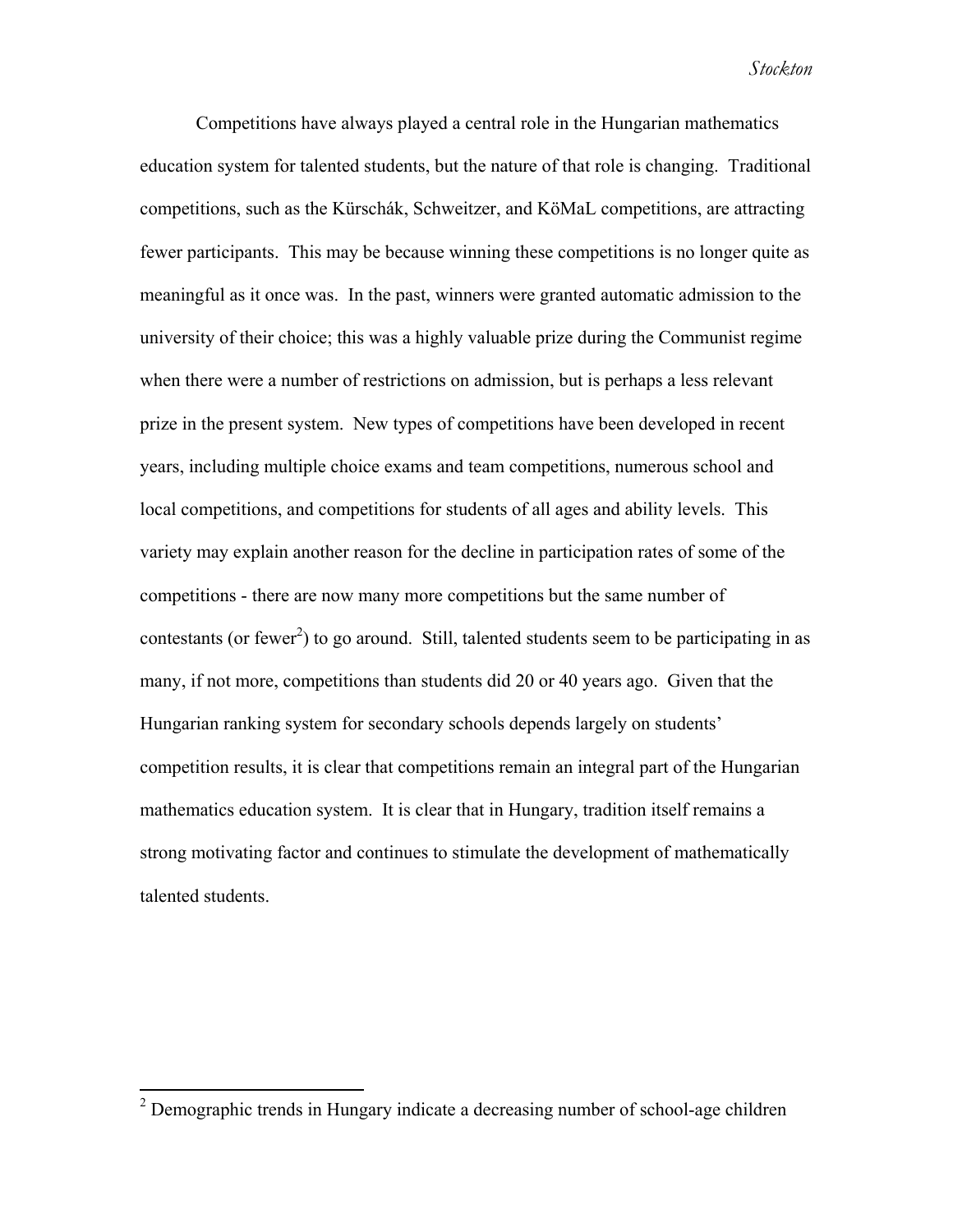Competitions have always played a central role in the Hungarian mathematics education system for talented students, but the nature of that role is changing. Traditional competitions, such as the Kürschák, Schweitzer, and KöMaL competitions, are attracting fewer participants. This may be because winning these competitions is no longer quite as meaningful as it once was. In the past, winners were granted automatic admission to the university of their choice; this was a highly valuable prize during the Communist regime when there were a number of restrictions on admission, but is perhaps a less relevant prize in the present system. New types of competitions have been developed in recent years, including multiple choice exams and team competitions, numerous school and local competitions, and competitions for students of all ages and ability levels. This variety may explain another reason for the decline in participation rates of some of the competitions - there are now many more competitions but the same number of contestants (or fewer[2]) to go around. Still, talented students seem to be participating in as many, if not more, competitions than students did 20 or 40 years ago. Given that the Hungarian ranking system for secondary schools depends largely on students' competition results, it is clear that competitions remain an integral part of the Hungarian mathematics education system. It is clear that in Hungary, tradition itself remains a strong motivating factor and continues to stimulate the development of mathematically talented students.

---

[2] Demographic trends in Hungary indicate a decreasing number of school-age children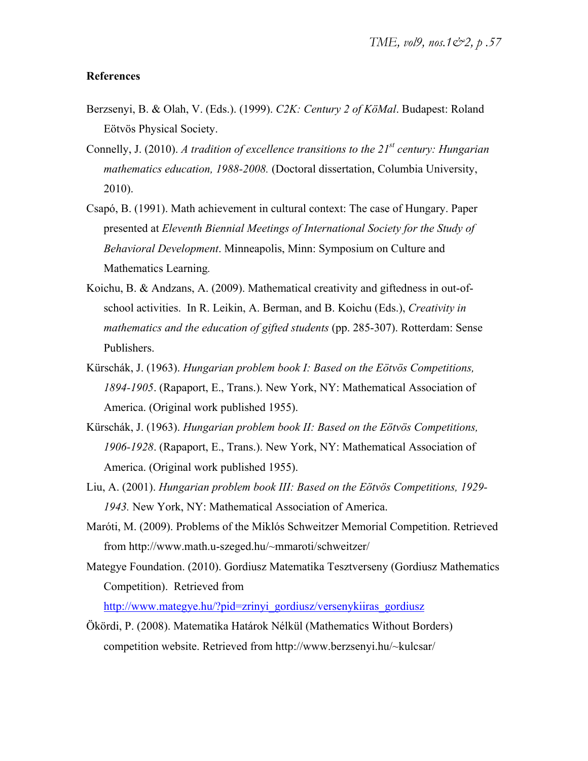**References**

Berzsenyi, B. & Olah, V. (Eds.). (1999). *C2K: Century 2 of KöMal*. Budapest: Roland Eötvös Physical Society.

Connelly, J. (2010). *A tradition of excellence transitions to the 21st century: Hungarian mathematics education, 1988-2008.* (Doctoral dissertation, Columbia University, 2010).

Csapó, B. (1991). Math achievement in cultural context: The case of Hungary. Paper presented at *Eleventh Biennial Meetings of International Society for the Study of Behavioral Development*. Minneapolis, Minn: Symposium on Culture and Mathematics Learning.

Koichu, B. & Andzans, A. (2009). Mathematical creativity and giftedness in out-of-school activities. In R. Leikin, A. Berman, and B. Koichu (Eds.), *Creativity in mathematics and the education of gifted students* (pp. 285-307). Rotterdam: Sense Publishers.

Kürschák, J. (1963). *Hungarian problem book I: Based on the Eötvös Competitions, 1894-1905*. (Rapaport, E., Trans.). New York, NY: Mathematical Association of America. (Original work published 1955).

Kürschák, J. (1963). *Hungarian problem book II: Based on the Eötvös Competitions, 1906-1928*. (Rapaport, E., Trans.). New York, NY: Mathematical Association of America. (Original work published 1955).

Liu, A. (2001). *Hungarian problem book III: Based on the Eötvös Competitions, 1929-1943.* New York, NY: Mathematical Association of America.

Maróti, M. (2009). Problems of the Miklós Schweitzer Memorial Competition. Retrieved from http://www.math.u-szeged.hu/~mmaroti/schweitzer/

Mategye Foundation. (2010). Gordiusz Matematika Tesztverseny (Gordiusz Mathematics Competition). Retrieved from http://www.mategye.hu/?pid=zrinyi_gordiusz/versenykiiras_gordiusz

Ökördi, P. (2008). Matematika Határok Nélkül (Mathematics Without Borders) competition website. Retrieved from http://www.berzsenyi.hu/~kulcsar/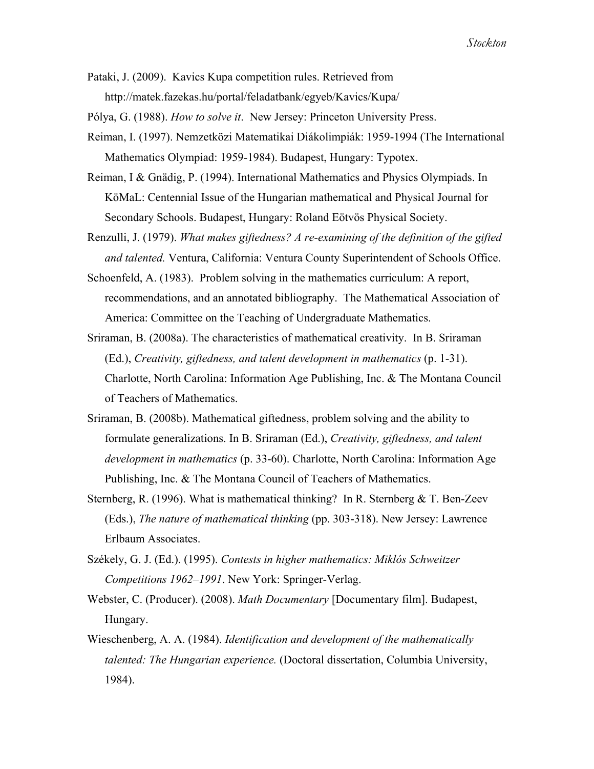Pataki, J. (2009). Kavics Kupa competition rules. Retrieved from http://matek.fazekas.hu/portal/feladatbank/egyeb/Kavics/Kupa/

Pólya, G. (1988). *How to solve it*. New Jersey: Princeton University Press.

Reiman, I. (1997). Nemzetközi Matematikai Diákolimpiák: 1959-1994 (The International Mathematics Olympiad: 1959-1984). Budapest, Hungary: Typotex.

Reiman, I & Gnädig, P. (1994). International Mathematics and Physics Olympiads. In KöMaL: Centennial Issue of the Hungarian mathematical and Physical Journal for Secondary Schools. Budapest, Hungary: Roland Eötvös Physical Society.

Renzulli, J. (1979). *What makes giftedness? A re-examining of the definition of the gifted and talented.* Ventura, California: Ventura County Superintendent of Schools Office.

Schoenfeld, A. (1983). Problem solving in the mathematics curriculum: A report, recommendations, and an annotated bibliography. The Mathematical Association of America: Committee on the Teaching of Undergraduate Mathematics.

Sriraman, B. (2008a). The characteristics of mathematical creativity. In B. Sriraman (Ed.), *Creativity, giftedness, and talent development in mathematics* (p. 1-31). Charlotte, North Carolina: Information Age Publishing, Inc. & The Montana Council of Teachers of Mathematics.

Sriraman, B. (2008b). Mathematical giftedness, problem solving and the ability to formulate generalizations. In B. Sriraman (Ed.), *Creativity, giftedness, and talent development in mathematics* (p. 33-60). Charlotte, North Carolina: Information Age Publishing, Inc. & The Montana Council of Teachers of Mathematics.

Sternberg, R. (1996). What is mathematical thinking? In R. Sternberg & T. Ben-Zeev (Eds.), *The nature of mathematical thinking* (pp. 303-318). New Jersey: Lawrence Erlbaum Associates.

Székely, G. J. (Ed.). (1995). *Contests in higher mathematics: Miklós Schweitzer Competitions 1962–1991*. New York: Springer-Verlag.

Webster, C. (Producer). (2008). *Math Documentary* [Documentary film]. Budapest, Hungary.

Wieschenberg, A. A. (1984). *Identification and development of the mathematically talented: The Hungarian experience.* (Doctoral dissertation, Columbia University, 1984).